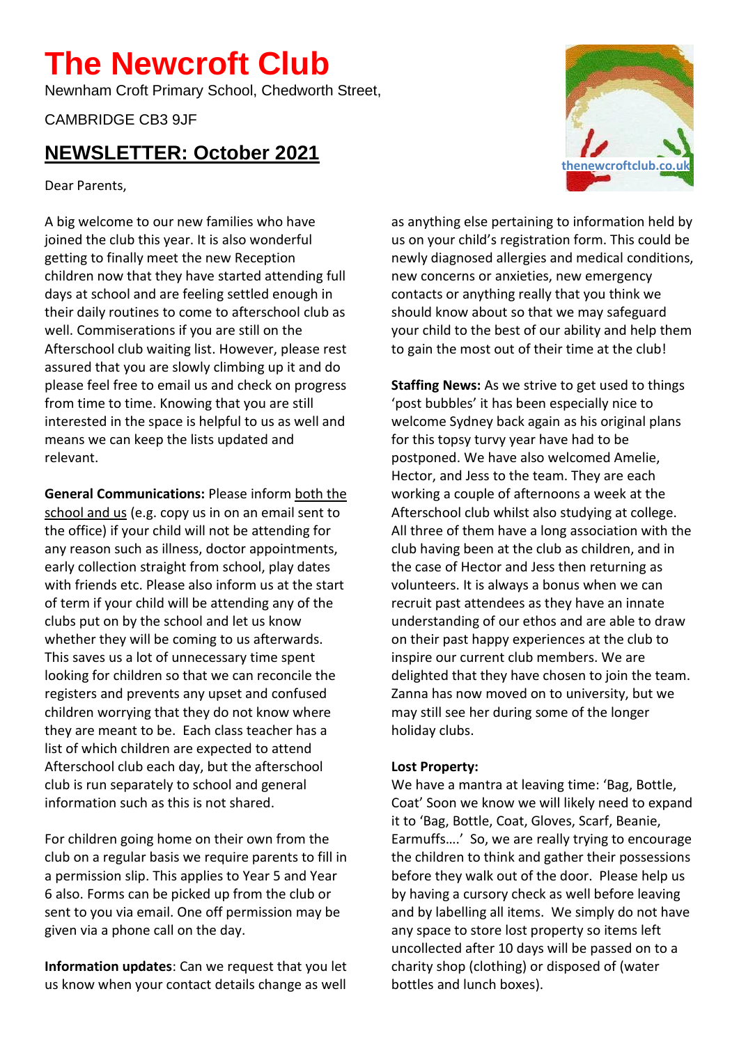# The Newcroft Club

Newnham Croft Primary School, Chedworth Street,

CAMBRIDGE CB3 9JF

## NEWSLETTER: October 2021

Dear Parents,

A big welcome to our new families who have joined the club this year. It is also wonderful getting to finally meet the new Reception children now that they have started attending full days at school and are feeling settled enough in their daily routines to come to afterschool club as well. Commiserations if you are still on the Afterschool club waiting list. However, please rest assured that you are slowly climbing up it and do please feel free to email us and check on progress from time to time. Knowing that you are still interested in the space is helpful to us as well and means we can keep the lists updated and relevant.

**General Communications:** Please inform both the school and us (e.g. copy us in on an email sent to the office) if your child will not be attending for any reason such as illness, doctor appointments, early collection straight from school, play dates with friends etc. Please also inform us at the start of term if your child will be attending any of the clubs put on by the school and let us know whether they will be coming to us afterwards. This saves us a lot of unnecessary time spent looking for children so that we can reconcile the registers and prevents any upset and confused children worrying that they do not know where they are meant to be. Each class teacher has a list of which children are expected to attend Afterschool club each day, but the afterschool club is run separately to school and general information such as this is not shared.

For children going home on their own from the club on a regular basis we require parents to fill in a permission slip. This applies to Year 5 and Year 6 also. Forms can be picked up from the club or sent to you via email. One off permission may be given via a phone call on the day.

**Information updates**: Can we request that you let us know when your contact details change as well as anything else pertaining to information held by us on your child's registration form. This could be newly diagnosed allergies and medical conditions, new concerns or anxieties, new emergency contacts or anything really that you think we should know about so that we may safeguard your child to the best of our ability and help them to gain the most out of their time at the club!

**Staffing News:** As we strive to get used to things 'post bubbles' it has been especially nice to welcome Sydney back again as his original plans for this topsy turvy year have had to be postponed. We have also welcomed Amelie, Hector, and Jess to the team. They are each working a couple of afternoons a week at the Afterschool club whilst also studying at college. All three of them have a long association with the club having been at the club as children, and in the case of Hector and Jess then returning as volunteers. It is always a bonus when we can recruit past attendees as they have an innate understanding of our ethos and are able to draw on their past happy experiences at the club to inspire our current club members. We are delighted that they have chosen to join the team. Zanna has now moved on to university, but we may still see her during some of the longer holiday clubs.

**Lost Property:**
We have a mantra at leaving time: 'Bag, Bottle, Coat' Soon we know we will likely need to expand it to 'Bag, Bottle, Coat, Gloves, Scarf, Beanie, Earmuffs….' So, we are really trying to encourage the children to think and gather their possessions before they walk out of the door. Please help us by having a cursory check as well before leaving and by labelling all items. We simply do not have any space to store lost property so items left uncollected after 10 days will be passed on to a charity shop (clothing) or disposed of (water bottles and lunch boxes).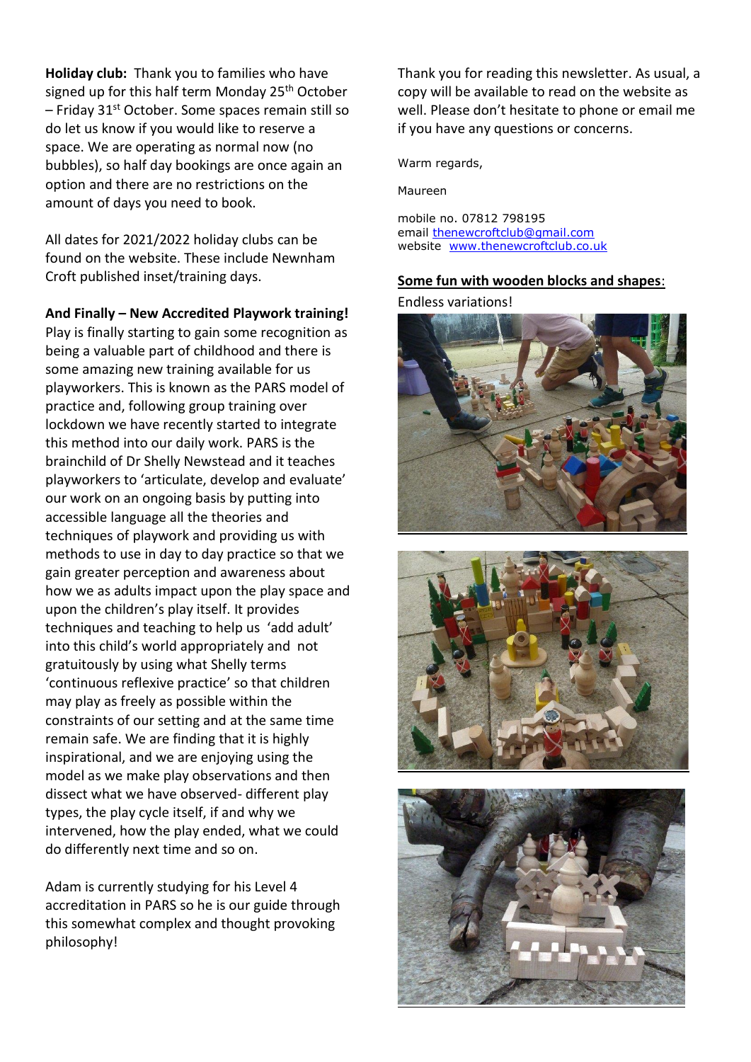**Holiday club:** Thank you to families who have signed up for this half term Monday 25th October – Friday 31st October. Some spaces remain still so do let us know if you would like to reserve a space. We are operating as normal now (no bubbles), so half day bookings are once again an option and there are no restrictions on the amount of days you need to book.

All dates for 2021/2022 holiday clubs can be found on the website. These include Newnham Croft published inset/training days.

**And Finally – New Accredited Playwork training!** Play is finally starting to gain some recognition as being a valuable part of childhood and there is some amazing new training available for us playworkers. This is known as the PARS model of practice and, following group training over lockdown we have recently started to integrate this method into our daily work. PARS is the brainchild of Dr Shelly Newstead and it teaches playworkers to 'articulate, develop and evaluate' our work on an ongoing basis by putting into accessible language all the theories and techniques of playwork and providing us with methods to use in day to day practice so that we gain greater perception and awareness about how we as adults impact upon the play space and upon the children's play itself. It provides techniques and teaching to help us 'add adult' into this child's world appropriately and not gratuitously by using what Shelly terms 'continuous reflexive practice' so that children may play as freely as possible within the constraints of our setting and at the same time remain safe. We are finding that it is highly inspirational, and we are enjoying using the model as we make play observations and then dissect what we have observed- different play types, the play cycle itself, if and why we intervened, how the play ended, what we could do differently next time and so on.

Adam is currently studying for his Level 4 accreditation in PARS so he is our guide through this somewhat complex and thought provoking philosophy!

Thank you for reading this newsletter. As usual, a copy will be available to read on the website as well. Please don't hesitate to phone or email me if you have any questions or concerns.

Warm regards,

Maureen

mobile no. 07812 798195
email thenewcroftclub@gmail.com
website www.thenewcroftclub.co.uk

**Some fun with wooden blocks and shapes**:

Endless variations!